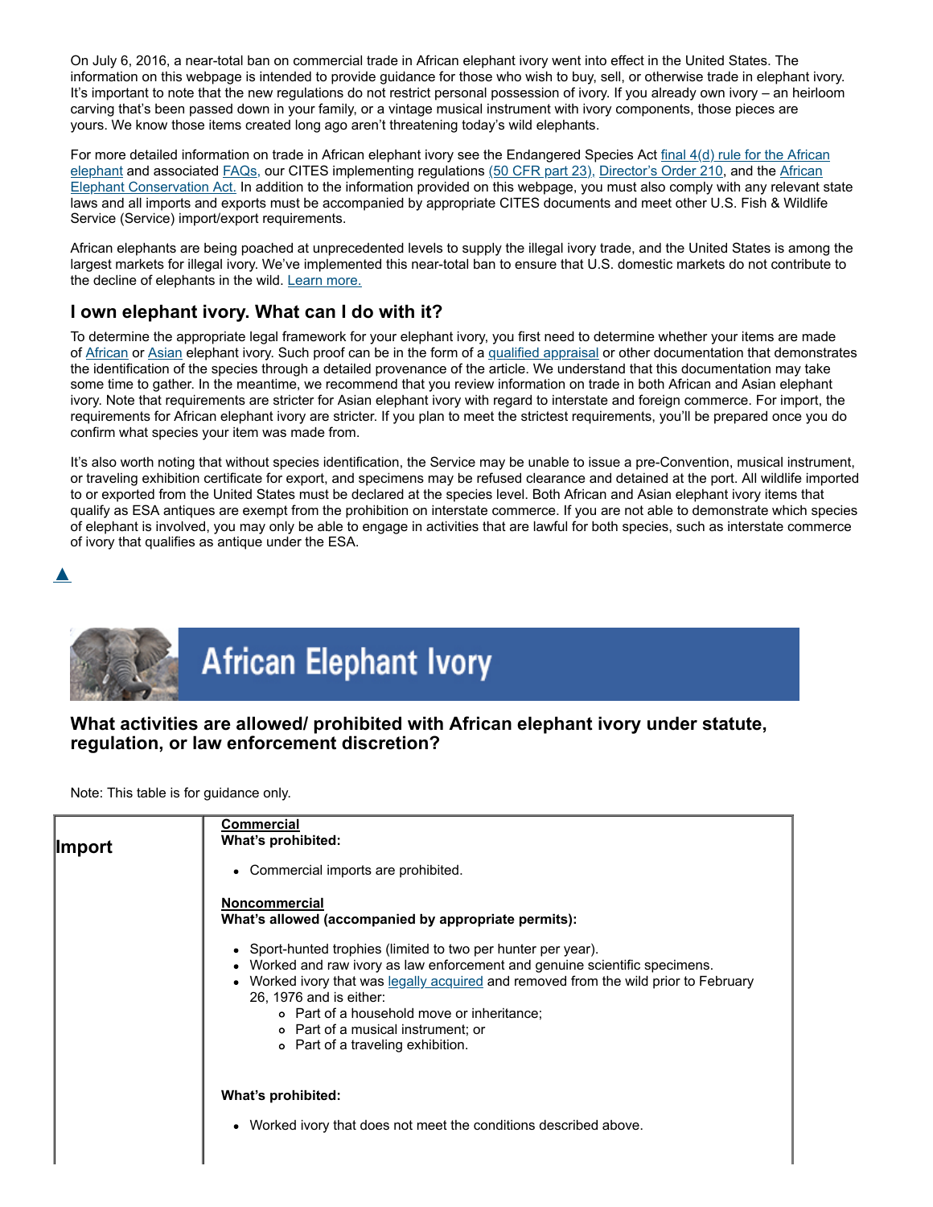On July 6, 2016, a near-total ban on commercial trade in African elephant ivory went into effect in the United States. The information on this webpage is intended to provide guidance for those who wish to buy, sell, or otherwise trade in elephant ivory. It's important to note that the new regulations do not restrict personal possession of ivory. If you already own ivory – an heirloom carving that's been passed down in your family, or a vintage musical instrument with ivory components, those pieces are yours. We know those items created long ago aren't threatening today's wild elephants.

For more detailed information on trade in African elephant ivory see the Endangered Species Act final 4(d) rule for the African elephant and associated FAQs, our CITES implementing regulations (50 CFR part 23), Director's Order 210, and the African Elephant Conservation Act. In addition to the information provided on this webpage, you must also comply with any relevant state laws and all imports and exports must be accompanied by appropriate CITES documents and meet other U.S. Fish & Wildlife Service (Service) import/export requirements.

African elephants are being poached at unprecedented levels to supply the illegal ivory trade, and the United States is among the largest markets for illegal ivory. We've implemented this near-total ban to ensure that U.S. domestic markets do not contribute to the decline of elephants in the wild. Learn more.

## I own elephant ivory. What can I do with it?

To determine the appropriate legal framework for your elephant ivory, you first need to determine whether your items are made of African or Asian elephant ivory. Such proof can be in the form of a qualified appraisal or other documentation that demonstrates the identification of the species through a detailed provenance of the article. We understand that this documentation may take some time to gather. In the meantime, we recommend that you review information on trade in both African and Asian elephant ivory. Note that requirements are stricter for Asian elephant ivory with regard to interstate and foreign commerce. For import, the requirements for African elephant ivory are stricter. If you plan to meet the strictest requirements, you'll be prepared once you do confirm what species your item was made from.

It's also worth noting that without species identification, the Service may be unable to issue a pre-Convention, musical instrument, or traveling exhibition certificate for export, and specimens may be refused clearance and detained at the port. All wildlife imported to or exported from the United States must be declared at the species level. Both African and Asian elephant ivory items that qualify as ESA antiques are exempt from the prohibition on interstate commerce. If you are not able to demonstrate which species of elephant is involved, you may only be able to engage in activities that are lawful for both species, such as interstate commerce of ivory that qualifies as antique under the ESA.

▲

## African Elephant Ivory

### What activities are allowed/ prohibited with African elephant ivory under statute, regulation, or law enforcement discretion?

Note: This table is for guidance only.

| | |
|---|---|
| **Import** | **Commercial**<br>**What's prohibited:**<br>• Commercial imports are prohibited.<br><br>**Noncommercial**<br>**What's allowed (accompanied by appropriate permits):**<br>• Sport-hunted trophies (limited to two per hunter per year).<br>• Worked and raw ivory as law enforcement and genuine scientific specimens.<br>• Worked ivory that was legally acquired and removed from the wild prior to February 26, 1976 and is either:<br>  ◦ Part of a household move or inheritance;<br>  ◦ Part of a musical instrument; or<br>  ◦ Part of a traveling exhibition.<br><br>**What's prohibited:**<br>• Worked ivory that does not meet the conditions described above. |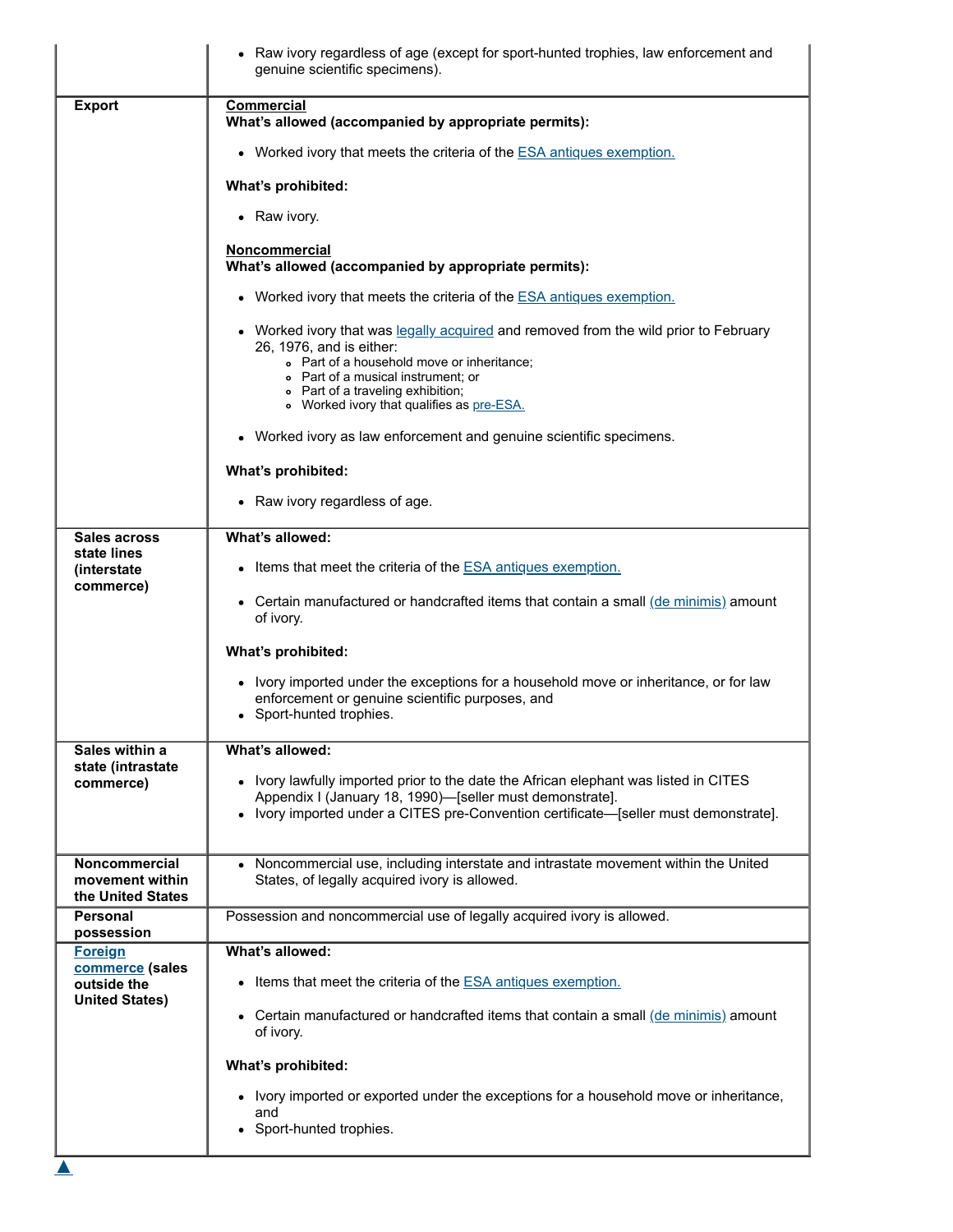| | |
|---|---|
| | • Raw ivory regardless of age (except for sport-hunted trophies, law enforcement and genuine scientific specimens). |
| **Export** | **Commercial**<br>**What's allowed (accompanied by appropriate permits):**<br>• Worked ivory that meets the criteria of the ESA antiques exemption.<br>**What's prohibited:**<br>• Raw ivory.<br>**Noncommercial**<br>**What's allowed (accompanied by appropriate permits):**<br>• Worked ivory that meets the criteria of the ESA antiques exemption.<br>• Worked ivory that was legally acquired and removed from the wild prior to February 26, 1976, and is either:<br>  ◦ Part of a household move or inheritance;<br>  ◦ Part of a musical instrument; or<br>  ◦ Part of a traveling exhibition;<br>  ◦ Worked ivory that qualifies as pre-ESA.<br>• Worked ivory as law enforcement and genuine scientific specimens.<br>**What's prohibited:**<br>• Raw ivory regardless of age. |
| **Sales across state lines (interstate commerce)** | **What's allowed:**<br>• Items that meet the criteria of the ESA antiques exemption.<br>• Certain manufactured or handcrafted items that contain a small (de minimis) amount of ivory.<br>**What's prohibited:**<br>• Ivory imported under the exceptions for a household move or inheritance, or for law enforcement or genuine scientific purposes, and<br>• Sport-hunted trophies. |
| **Sales within a state (intrastate commerce)** | **What's allowed:**<br>• Ivory lawfully imported prior to the date the African elephant was listed in CITES Appendix I (January 18, 1990)—[seller must demonstrate].<br>• Ivory imported under a CITES pre-Convention certificate—[seller must demonstrate]. |
| **Noncommercial movement within the United States** | • Noncommercial use, including interstate and intrastate movement within the United States, of legally acquired ivory is allowed. |
| **Personal possession** | Possession and noncommercial use of legally acquired ivory is allowed. |
| **Foreign commerce (sales outside the United States)** | **What's allowed:**<br>• Items that meet the criteria of the ESA antiques exemption.<br>• Certain manufactured or handcrafted items that contain a small (de minimis) amount of ivory.<br>**What's prohibited:**<br>• Ivory imported or exported under the exceptions for a household move or inheritance, and<br>• Sport-hunted trophies. |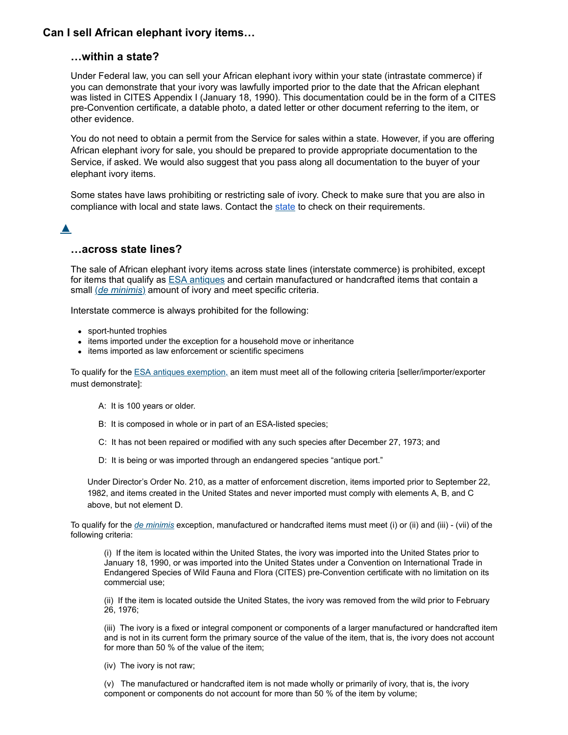## Can I sell African elephant ivory items…

### …within a state?

Under Federal law, you can sell your African elephant ivory within your state (intrastate commerce) if you can demonstrate that your ivory was lawfully imported prior to the date that the African elephant was listed in CITES Appendix I (January 18, 1990). This documentation could be in the form of a CITES pre-Convention certificate, a datable photo, a dated letter or other document referring to the item, or other evidence.

You do not need to obtain a permit from the Service for sales within a state. However, if you are offering African elephant ivory for sale, you should be prepared to provide appropriate documentation to the Service, if asked. We would also suggest that you pass along all documentation to the buyer of your elephant ivory items.

Some states have laws prohibiting or restricting sale of ivory. Check to make sure that you are also in compliance with local and state laws. Contact the state to check on their requirements.

▲

### …across state lines?

The sale of African elephant ivory items across state lines (interstate commerce) is prohibited, except for items that qualify as ESA antiques and certain manufactured or handcrafted items that contain a small (*de minimis*) amount of ivory and meet specific criteria.

Interstate commerce is always prohibited for the following:

- sport-hunted trophies
- items imported under the exception for a household move or inheritance
- items imported as law enforcement or scientific specimens

To qualify for the ESA antiques exemption, an item must meet all of the following criteria [seller/importer/exporter must demonstrate]:

A: It is 100 years or older.

B: It is composed in whole or in part of an ESA-listed species;

C: It has not been repaired or modified with any such species after December 27, 1973; and

D: It is being or was imported through an endangered species "antique port."

Under Director's Order No. 210, as a matter of enforcement discretion, items imported prior to September 22, 1982, and items created in the United States and never imported must comply with elements A, B, and C above, but not element D.

To qualify for the *de minimis* exception, manufactured or handcrafted items must meet (i) or (ii) and (iii) - (vii) of the following criteria:

(i) If the item is located within the United States, the ivory was imported into the United States prior to January 18, 1990, or was imported into the United States under a Convention on International Trade in Endangered Species of Wild Fauna and Flora (CITES) pre-Convention certificate with no limitation on its commercial use;

(ii) If the item is located outside the United States, the ivory was removed from the wild prior to February 26, 1976;

(iii) The ivory is a fixed or integral component or components of a larger manufactured or handcrafted item and is not in its current form the primary source of the value of the item, that is, the ivory does not account for more than 50 % of the value of the item;

(iv) The ivory is not raw;

(v) The manufactured or handcrafted item is not made wholly or primarily of ivory, that is, the ivory component or components do not account for more than 50 % of the item by volume;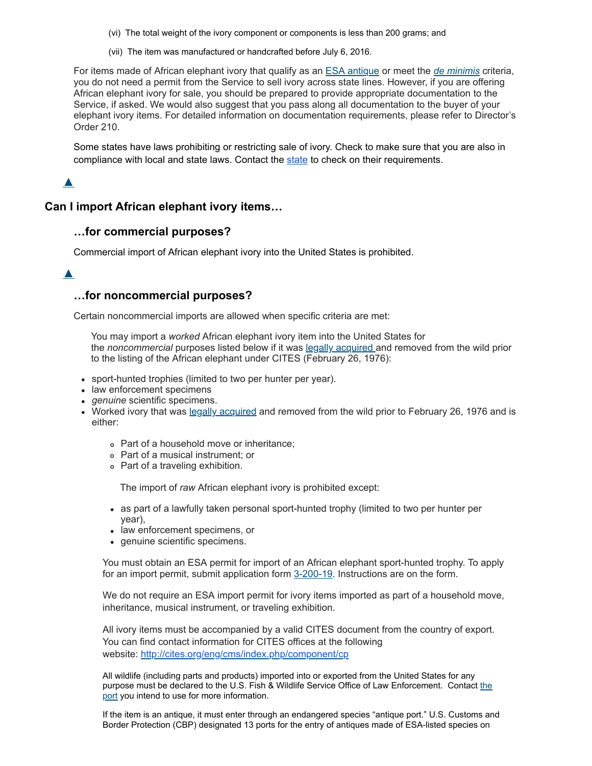(vi) The total weight of the ivory component or components is less than 200 grams; and

(vii) The item was manufactured or handcrafted before July 6, 2016.

For items made of African elephant ivory that qualify as an ESA antique or meet the *de minimis* criteria, you do not need a permit from the Service to sell ivory across state lines. However, if you are offering African elephant ivory for sale, you should be prepared to provide appropriate documentation to the Service, if asked. We would also suggest that you pass along all documentation to the buyer of your elephant ivory items. For detailed information on documentation requirements, please refer to Director's Order 210.

Some states have laws prohibiting or restricting sale of ivory. Check to make sure that you are also in compliance with local and state laws. Contact the state to check on their requirements.

▲

## Can I import African elephant ivory items…

### …for commercial purposes?

Commercial import of African elephant ivory into the United States is prohibited.

▲

### …for noncommercial purposes?

Certain noncommercial imports are allowed when specific criteria are met:

You may import a *worked* African elephant ivory item into the United States for the *noncommercial* purposes listed below if it was legally acquired and removed from the wild prior to the listing of the African elephant under CITES (February 26, 1976):

- sport-hunted trophies (limited to two per hunter per year).
- law enforcement specimens
- *genuine* scientific specimens.
- Worked ivory that was legally acquired and removed from the wild prior to February 26, 1976 and is either:
  - Part of a household move or inheritance;
  - Part of a musical instrument; or
  - Part of a traveling exhibition.

The import of *raw* African elephant ivory is prohibited except:

- as part of a lawfully taken personal sport-hunted trophy (limited to two per hunter per year),
- law enforcement specimens, or
- genuine scientific specimens.

You must obtain an ESA permit for import of an African elephant sport-hunted trophy. To apply for an import permit, submit application form 3-200-19. Instructions are on the form.

We do not require an ESA import permit for ivory items imported as part of a household move, inheritance, musical instrument, or traveling exhibition.

All ivory items must be accompanied by a valid CITES document from the country of export. You can find contact information for CITES offices at the following website: http://cites.org/eng/cms/index.php/component/cp

All wildlife (including parts and products) imported into or exported from the United States for any purpose must be declared to the U.S. Fish & Wildlife Service Office of Law Enforcement. Contact the port you intend to use for more information.

If the item is an antique, it must enter through an endangered species "antique port." U.S. Customs and Border Protection (CBP) designated 13 ports for the entry of antiques made of ESA-listed species on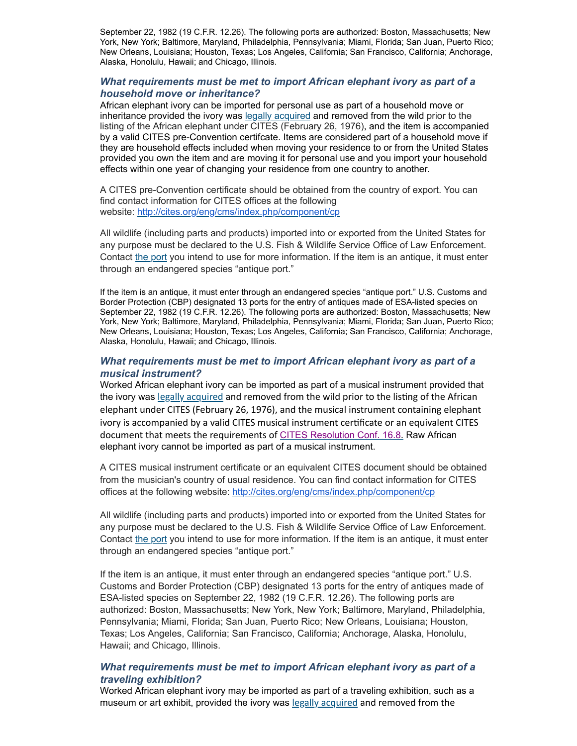September 22, 1982 (19 C.F.R. 12.26). The following ports are authorized: Boston, Massachusetts; New York, New York; Baltimore, Maryland, Philadelphia, Pennsylvania; Miami, Florida; San Juan, Puerto Rico; New Orleans, Louisiana; Houston, Texas; Los Angeles, California; San Francisco, California; Anchorage, Alaska, Honolulu, Hawaii; and Chicago, Illinois.

### *What requirements must be met to import African elephant ivory as part of a household move or inheritance?*

African elephant ivory can be imported for personal use as part of a household move or inheritance provided the ivory was legally acquired and removed from the wild prior to the listing of the African elephant under CITES (February 26, 1976), and the item is accompanied by a valid CITES pre-Convention certifcate. Items are considered part of a household move if they are household effects included when moving your residence to or from the United States provided you own the item and are moving it for personal use and you import your household effects within one year of changing your residence from one country to another.

A CITES pre-Convention certificate should be obtained from the country of export. You can find contact information for CITES offices at the following website: http://cites.org/eng/cms/index.php/component/cp

All wildlife (including parts and products) imported into or exported from the United States for any purpose must be declared to the U.S. Fish & Wildlife Service Office of Law Enforcement. Contact the port you intend to use for more information. If the item is an antique, it must enter through an endangered species "antique port."

If the item is an antique, it must enter through an endangered species "antique port." U.S. Customs and Border Protection (CBP) designated 13 ports for the entry of antiques made of ESA-listed species on September 22, 1982 (19 C.F.R. 12.26). The following ports are authorized: Boston, Massachusetts; New York, New York; Baltimore, Maryland, Philadelphia, Pennsylvania; Miami, Florida; San Juan, Puerto Rico; New Orleans, Louisiana; Houston, Texas; Los Angeles, California; San Francisco, California; Anchorage, Alaska, Honolulu, Hawaii; and Chicago, Illinois.

### *What requirements must be met to import African elephant ivory as part of a musical instrument?*

Worked African elephant ivory can be imported as part of a musical instrument provided that the ivory was legally acquired and removed from the wild prior to the listing of the African elephant under CITES (February 26, 1976), and the musical instrument containing elephant ivory is accompanied by a valid CITES musical instrument certificate or an equivalent CITES document that meets the requirements of CITES Resolution Conf. 16.8. Raw African elephant ivory cannot be imported as part of a musical instrument.

A CITES musical instrument certificate or an equivalent CITES document should be obtained from the musician's country of usual residence. You can find contact information for CITES offices at the following website: http://cites.org/eng/cms/index.php/component/cp

All wildlife (including parts and products) imported into or exported from the United States for any purpose must be declared to the U.S. Fish & Wildlife Service Office of Law Enforcement. Contact the port you intend to use for more information. If the item is an antique, it must enter through an endangered species "antique port."

If the item is an antique, it must enter through an endangered species "antique port." U.S. Customs and Border Protection (CBP) designated 13 ports for the entry of antiques made of ESA-listed species on September 22, 1982 (19 C.F.R. 12.26). The following ports are authorized: Boston, Massachusetts; New York, New York; Baltimore, Maryland, Philadelphia, Pennsylvania; Miami, Florida; San Juan, Puerto Rico; New Orleans, Louisiana; Houston, Texas; Los Angeles, California; San Francisco, California; Anchorage, Alaska, Honolulu, Hawaii; and Chicago, Illinois.

### *What requirements must be met to import African elephant ivory as part of a traveling exhibition?*

Worked African elephant ivory may be imported as part of a traveling exhibition, such as a museum or art exhibit, provided the ivory was legally acquired and removed from the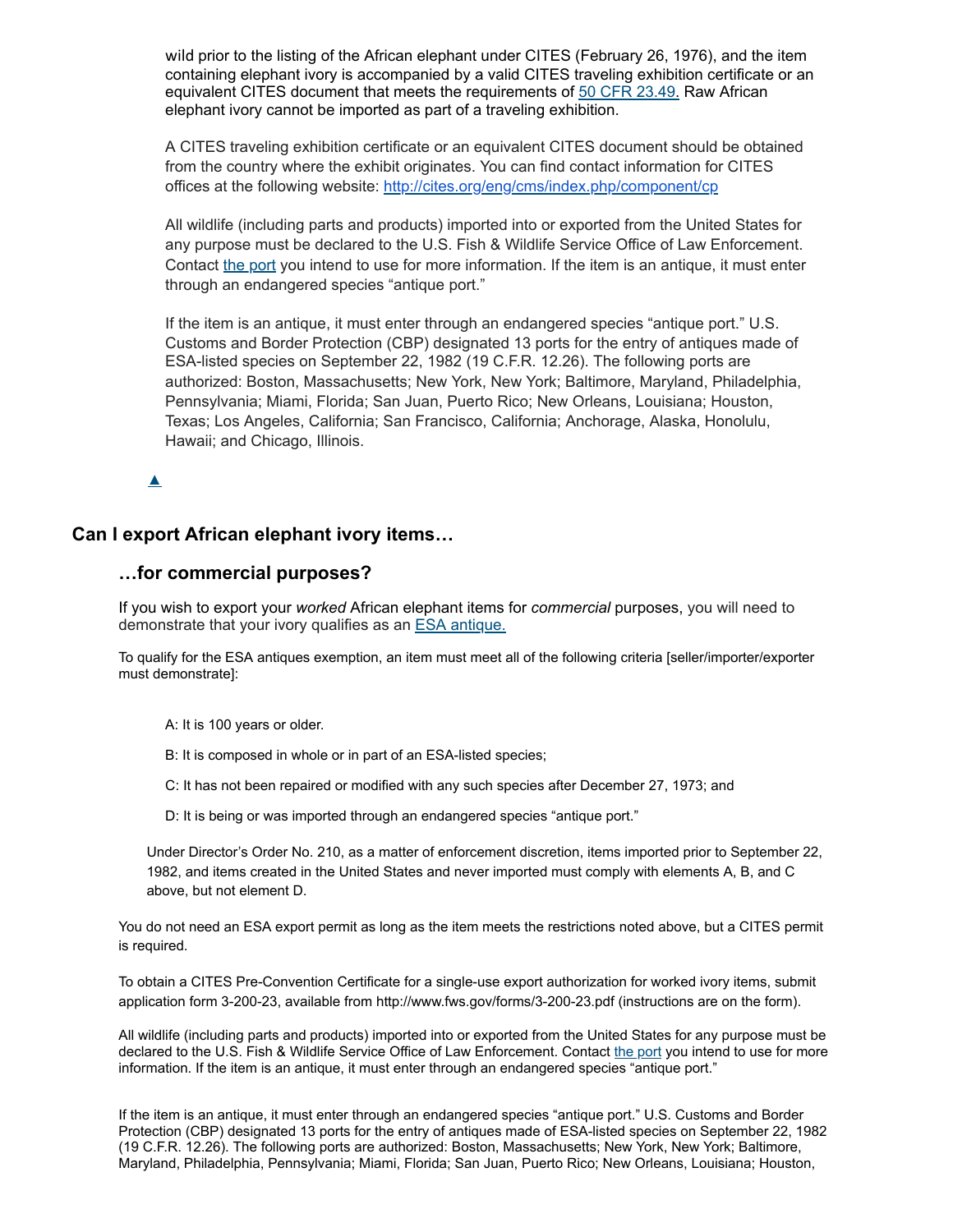wild prior to the listing of the African elephant under CITES (February 26, 1976), and the item containing elephant ivory is accompanied by a valid CITES traveling exhibition certificate or an equivalent CITES document that meets the requirements of 50 CFR 23.49. Raw African elephant ivory cannot be imported as part of a traveling exhibition.

A CITES traveling exhibition certificate or an equivalent CITES document should be obtained from the country where the exhibit originates. You can find contact information for CITES offices at the following website: http://cites.org/eng/cms/index.php/component/cp

All wildlife (including parts and products) imported into or exported from the United States for any purpose must be declared to the U.S. Fish & Wildlife Service Office of Law Enforcement. Contact the port you intend to use for more information. If the item is an antique, it must enter through an endangered species "antique port."

If the item is an antique, it must enter through an endangered species "antique port." U.S. Customs and Border Protection (CBP) designated 13 ports for the entry of antiques made of ESA-listed species on September 22, 1982 (19 C.F.R. 12.26). The following ports are authorized: Boston, Massachusetts; New York, New York; Baltimore, Maryland, Philadelphia, Pennsylvania; Miami, Florida; San Juan, Puerto Rico; New Orleans, Louisiana; Houston, Texas; Los Angeles, California; San Francisco, California; Anchorage, Alaska, Honolulu, Hawaii; and Chicago, Illinois.

▲

## Can I export African elephant ivory items…

### …for commercial purposes?

If you wish to export your *worked* African elephant items for *commercial* purposes, you will need to demonstrate that your ivory qualifies as an ESA antique.

To qualify for the ESA antiques exemption, an item must meet all of the following criteria [seller/importer/exporter must demonstrate]:

A: It is 100 years or older.

B: It is composed in whole or in part of an ESA-listed species;

C: It has not been repaired or modified with any such species after December 27, 1973; and

D: It is being or was imported through an endangered species "antique port."

Under Director's Order No. 210, as a matter of enforcement discretion, items imported prior to September 22, 1982, and items created in the United States and never imported must comply with elements A, B, and C above, but not element D.

You do not need an ESA export permit as long as the item meets the restrictions noted above, but a CITES permit is required.

To obtain a CITES Pre-Convention Certificate for a single-use export authorization for worked ivory items, submit application form 3-200-23, available from http://www.fws.gov/forms/3-200-23.pdf (instructions are on the form).

All wildlife (including parts and products) imported into or exported from the United States for any purpose must be declared to the U.S. Fish & Wildlife Service Office of Law Enforcement. Contact the port you intend to use for more information. If the item is an antique, it must enter through an endangered species "antique port."

If the item is an antique, it must enter through an endangered species "antique port." U.S. Customs and Border Protection (CBP) designated 13 ports for the entry of antiques made of ESA-listed species on September 22, 1982 (19 C.F.R. 12.26). The following ports are authorized: Boston, Massachusetts; New York, New York; Baltimore, Maryland, Philadelphia, Pennsylvania; Miami, Florida; San Juan, Puerto Rico; New Orleans, Louisiana; Houston,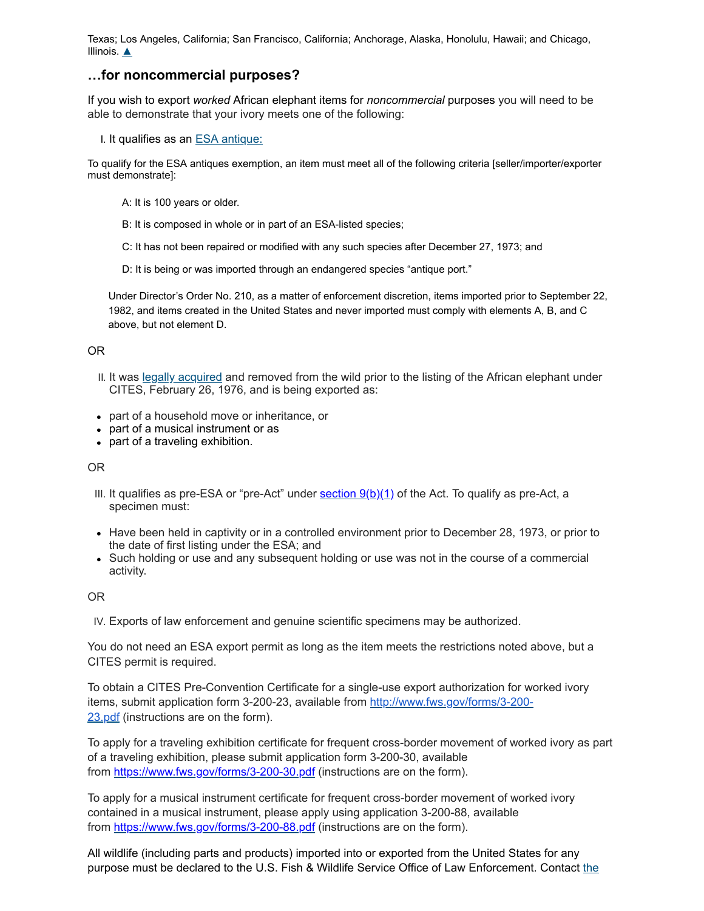Texas; Los Angeles, California; San Francisco, California; Anchorage, Alaska, Honolulu, Hawaii; and Chicago, Illinois. ▲

### …for noncommercial purposes?

If you wish to export *worked* African elephant items for *noncommercial* purposes you will need to be able to demonstrate that your ivory meets one of the following:

I. It qualifies as an ESA antique:

To qualify for the ESA antiques exemption, an item must meet all of the following criteria [seller/importer/exporter must demonstrate]:

> A: It is 100 years or older.
>
> B: It is composed in whole or in part of an ESA-listed species;
>
> C: It has not been repaired or modified with any such species after December 27, 1973; and
>
> D: It is being or was imported through an endangered species "antique port."

Under Director's Order No. 210, as a matter of enforcement discretion, items imported prior to September 22, 1982, and items created in the United States and never imported must comply with elements A, B, and C above, but not element D.

OR

II. It was legally acquired and removed from the wild prior to the listing of the African elephant under CITES, February 26, 1976, and is being exported as:

- part of a household move or inheritance, or
- part of a musical instrument or as
- part of a traveling exhibition.

OR

III. It qualifies as pre-ESA or "pre-Act" under section 9(b)(1) of the Act. To qualify as pre-Act, a specimen must:

- Have been held in captivity or in a controlled environment prior to December 28, 1973, or prior to the date of first listing under the ESA; and
- Such holding or use and any subsequent holding or use was not in the course of a commercial activity.

OR

IV. Exports of law enforcement and genuine scientific specimens may be authorized.

You do not need an ESA export permit as long as the item meets the restrictions noted above, but a CITES permit is required.

To obtain a CITES Pre-Convention Certificate for a single-use export authorization for worked ivory items, submit application form 3-200-23, available from http://www.fws.gov/forms/3-200-23.pdf (instructions are on the form).

To apply for a traveling exhibition certificate for frequent cross-border movement of worked ivory as part of a traveling exhibition, please submit application form 3-200-30, available from https://www.fws.gov/forms/3-200-30.pdf (instructions are on the form).

To apply for a musical instrument certificate for frequent cross-border movement of worked ivory contained in a musical instrument, please apply using application 3-200-88, available from https://www.fws.gov/forms/3-200-88.pdf (instructions are on the form).

All wildlife (including parts and products) imported into or exported from the United States for any purpose must be declared to the U.S. Fish & Wildlife Service Office of Law Enforcement. Contact the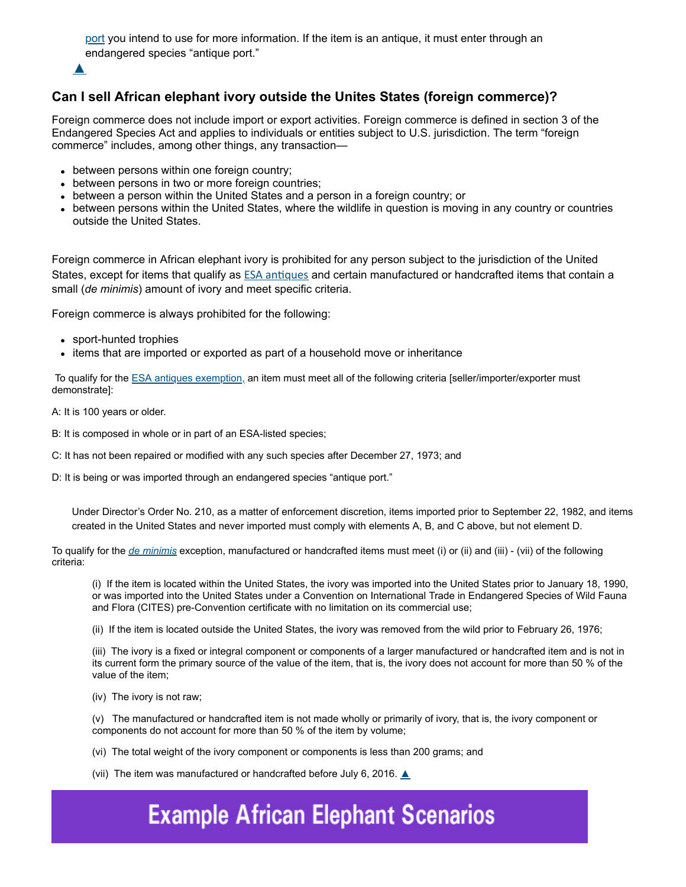port you intend to use for more information. If the item is an antique, it must enter through an endangered species “antique port.”

▲

### Can I sell African elephant ivory outside the Unites States (foreign commerce)?

Foreign commerce does not include import or export activities. Foreign commerce is defined in section 3 of the Endangered Species Act and applies to individuals or entities subject to U.S. jurisdiction. The term “foreign commerce” includes, among other things, any transaction—

- between persons within one foreign country;
- between persons in two or more foreign countries;
- between a person within the United States and a person in a foreign country; or
- between persons within the United States, where the wildlife in question is moving in any country or countries outside the United States.

Foreign commerce in African elephant ivory is prohibited for any person subject to the jurisdiction of the United States, except for items that qualify as ESA antiques and certain manufactured or handcrafted items that contain a small (*de minimis*) amount of ivory and meet specific criteria.

Foreign commerce is always prohibited for the following:

- sport-hunted trophies
- items that are imported or exported as part of a household move or inheritance

To qualify for the ESA antiques exemption, an item must meet all of the following criteria [seller/importer/exporter must demonstrate]:

A: It is 100 years or older.

B: It is composed in whole or in part of an ESA-listed species;

C: It has not been repaired or modified with any such species after December 27, 1973; and

D: It is being or was imported through an endangered species “antique port.”

> Under Director’s Order No. 210, as a matter of enforcement discretion, items imported prior to September 22, 1982, and items created in the United States and never imported must comply with elements A, B, and C above, but not element D.

To qualify for the *de minimis* exception, manufactured or handcrafted items must meet (i) or (ii) and (iii) - (vii) of the following criteria:

> (i) If the item is located within the United States, the ivory was imported into the United States prior to January 18, 1990, or was imported into the United States under a Convention on International Trade in Endangered Species of Wild Fauna and Flora (CITES) pre-Convention certificate with no limitation on its commercial use;
>
> (ii) If the item is located outside the United States, the ivory was removed from the wild prior to February 26, 1976;
>
> (iii) The ivory is a fixed or integral component or components of a larger manufactured or handcrafted item and is not in its current form the primary source of the value of the item, that is, the ivory does not account for more than 50 % of the value of the item;
>
> (iv) The ivory is not raw;
>
> (v) The manufactured or handcrafted item is not made wholly or primarily of ivory, that is, the ivory component or components do not account for more than 50 % of the item by volume;
>
> (vi) The total weight of the ivory component or components is less than 200 grams; and
>
> (vii) The item was manufactured or handcrafted before July 6, 2016. ▲

## Example African Elephant Scenarios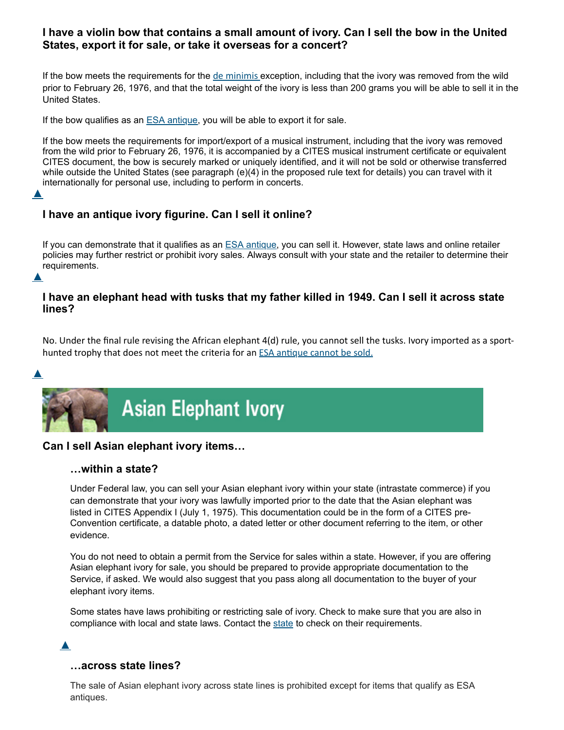### I have a violin bow that contains a small amount of ivory. Can I sell the bow in the United States, export it for sale, or take it overseas for a concert?

If the bow meets the requirements for the de minimis exception, including that the ivory was removed from the wild prior to February 26, 1976, and that the total weight of the ivory is less than 200 grams you will be able to sell it in the United States.

If the bow qualifies as an ESA antique, you will be able to export it for sale.

If the bow meets the requirements for import/export of a musical instrument, including that the ivory was removed from the wild prior to February 26, 1976, it is accompanied by a CITES musical instrument certificate or equivalent CITES document, the bow is securely marked or uniquely identified, and it will not be sold or otherwise transferred while outside the United States (see paragraph (e)(4) in the proposed rule text for details) you can travel with it internationally for personal use, including to perform in concerts.

### I have an antique ivory figurine. Can I sell it online?

If you can demonstrate that it qualifies as an ESA antique, you can sell it. However, state laws and online retailer policies may further restrict or prohibit ivory sales. Always consult with your state and the retailer to determine their requirements.

### I have an elephant head with tusks that my father killed in 1949. Can I sell it across state lines?

No. Under the final rule revising the African elephant 4(d) rule, you cannot sell the tusks. Ivory imported as a sport-hunted trophy that does not meet the criteria for an ESA antique cannot be sold.

## Asian Elephant Ivory

### Can I sell Asian elephant ivory items…

#### …within a state?

Under Federal law, you can sell your Asian elephant ivory within your state (intrastate commerce) if you can demonstrate that your ivory was lawfully imported prior to the date that the Asian elephant was listed in CITES Appendix I (July 1, 1975). This documentation could be in the form of a CITES pre-Convention certificate, a datable photo, a dated letter or other document referring to the item, or other evidence.

You do not need to obtain a permit from the Service for sales within a state. However, if you are offering Asian elephant ivory for sale, you should be prepared to provide appropriate documentation to the Service, if asked. We would also suggest that you pass along all documentation to the buyer of your elephant ivory items.

Some states have laws prohibiting or restricting sale of ivory. Check to make sure that you are also in compliance with local and state laws. Contact the state to check on their requirements.

#### …across state lines?

The sale of Asian elephant ivory across state lines is prohibited except for items that qualify as ESA antiques.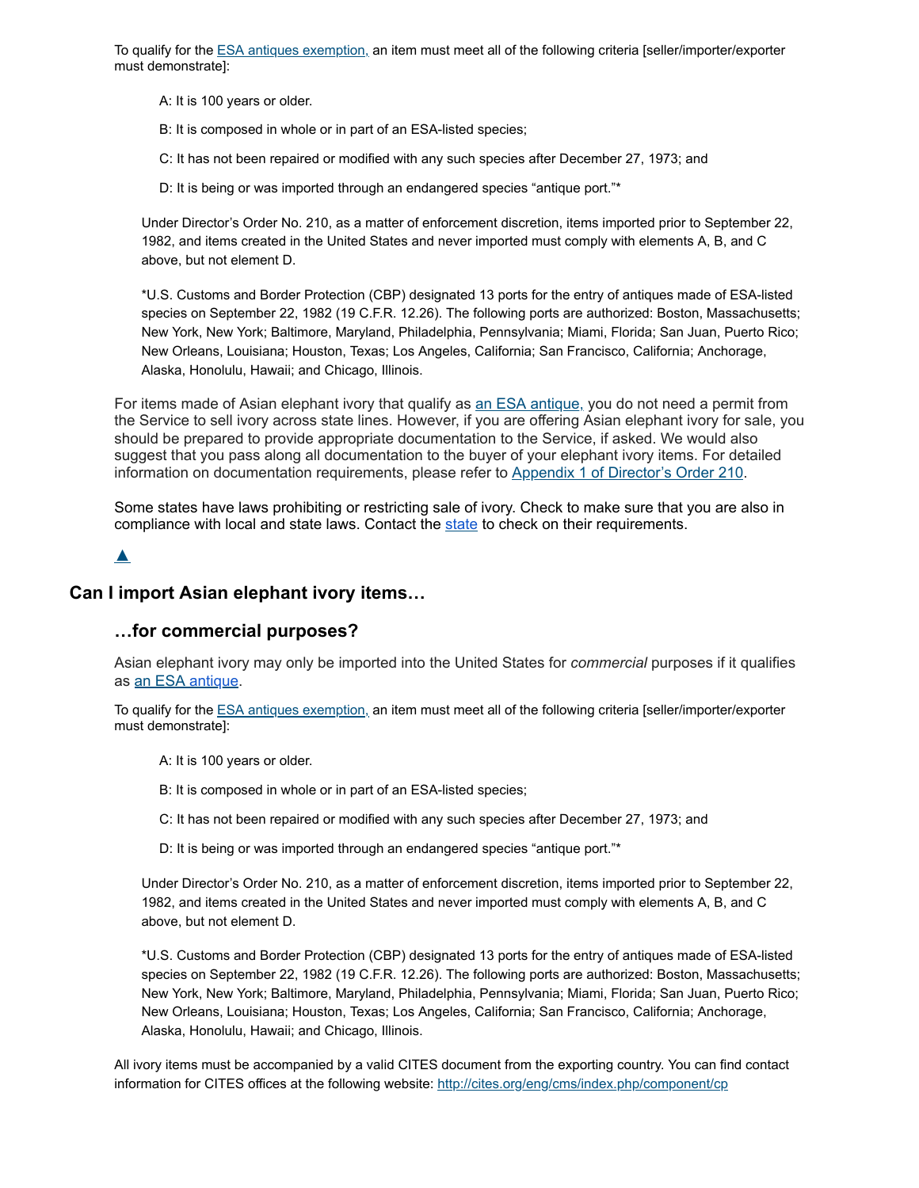To qualify for the ESA antiques exemption, an item must meet all of the following criteria [seller/importer/exporter must demonstrate]:

> A: It is 100 years or older.
>
> B: It is composed in whole or in part of an ESA-listed species;
>
> C: It has not been repaired or modified with any such species after December 27, 1973; and
>
> D: It is being or was imported through an endangered species "antique port."*

Under Director's Order No. 210, as a matter of enforcement discretion, items imported prior to September 22, 1982, and items created in the United States and never imported must comply with elements A, B, and C above, but not element D.

*U.S. Customs and Border Protection (CBP) designated 13 ports for the entry of antiques made of ESA-listed species on September 22, 1982 (19 C.F.R. 12.26). The following ports are authorized: Boston, Massachusetts; New York, New York; Baltimore, Maryland, Philadelphia, Pennsylvania; Miami, Florida; San Juan, Puerto Rico; New Orleans, Louisiana; Houston, Texas; Los Angeles, California; San Francisco, California; Anchorage, Alaska, Honolulu, Hawaii; and Chicago, Illinois.

For items made of Asian elephant ivory that qualify as an ESA antique, you do not need a permit from the Service to sell ivory across state lines. However, if you are offering Asian elephant ivory for sale, you should be prepared to provide appropriate documentation to the Service, if asked. We would also suggest that you pass along all documentation to the buyer of your elephant ivory items. For detailed information on documentation requirements, please refer to Appendix 1 of Director's Order 210.

Some states have laws prohibiting or restricting sale of ivory. Check to make sure that you are also in compliance with local and state laws. Contact the state to check on their requirements.

▲

## Can I import Asian elephant ivory items…

### …for commercial purposes?

Asian elephant ivory may only be imported into the United States for *commercial* purposes if it qualifies as an ESA antique.

To qualify for the ESA antiques exemption, an item must meet all of the following criteria [seller/importer/exporter must demonstrate]:

> A: It is 100 years or older.
>
> B: It is composed in whole or in part of an ESA-listed species;
>
> C: It has not been repaired or modified with any such species after December 27, 1973; and
>
> D: It is being or was imported through an endangered species "antique port."*

Under Director's Order No. 210, as a matter of enforcement discretion, items imported prior to September 22, 1982, and items created in the United States and never imported must comply with elements A, B, and C above, but not element D.

*U.S. Customs and Border Protection (CBP) designated 13 ports for the entry of antiques made of ESA-listed species on September 22, 1982 (19 C.F.R. 12.26). The following ports are authorized: Boston, Massachusetts; New York, New York; Baltimore, Maryland, Philadelphia, Pennsylvania; Miami, Florida; San Juan, Puerto Rico; New Orleans, Louisiana; Houston, Texas; Los Angeles, California; San Francisco, California; Anchorage, Alaska, Honolulu, Hawaii; and Chicago, Illinois.

All ivory items must be accompanied by a valid CITES document from the exporting country. You can find contact information for CITES offices at the following website: http://cites.org/eng/cms/index.php/component/cp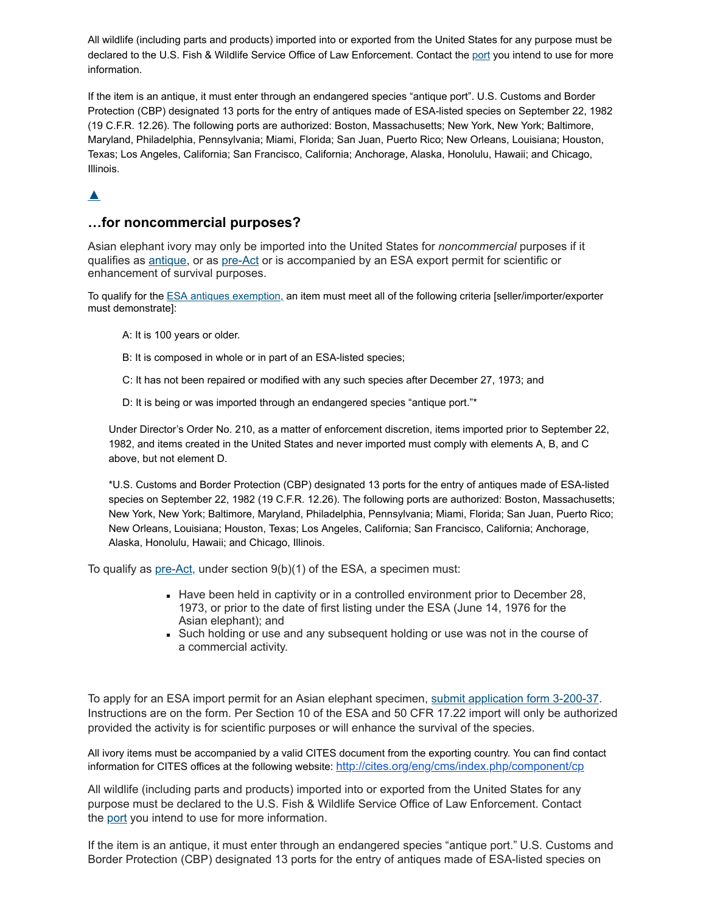All wildlife (including parts and products) imported into or exported from the United States for any purpose must be declared to the U.S. Fish & Wildlife Service Office of Law Enforcement. Contact the port you intend to use for more information.

If the item is an antique, it must enter through an endangered species "antique port". U.S. Customs and Border Protection (CBP) designated 13 ports for the entry of antiques made of ESA-listed species on September 22, 1982 (19 C.F.R. 12.26). The following ports are authorized: Boston, Massachusetts; New York, New York; Baltimore, Maryland, Philadelphia, Pennsylvania; Miami, Florida; San Juan, Puerto Rico; New Orleans, Louisiana; Houston, Texas; Los Angeles, California; San Francisco, California; Anchorage, Alaska, Honolulu, Hawaii; and Chicago, Illinois.

▲

## …for noncommercial purposes?

Asian elephant ivory may only be imported into the United States for *noncommercial* purposes if it qualifies as antique, or as pre-Act or is accompanied by an ESA export permit for scientific or enhancement of survival purposes.

To qualify for the ESA antiques exemption, an item must meet all of the following criteria [seller/importer/exporter must demonstrate]:

A: It is 100 years or older.

B: It is composed in whole or in part of an ESA-listed species;

C: It has not been repaired or modified with any such species after December 27, 1973; and

D: It is being or was imported through an endangered species "antique port."*

Under Director's Order No. 210, as a matter of enforcement discretion, items imported prior to September 22, 1982, and items created in the United States and never imported must comply with elements A, B, and C above, but not element D.

*U.S. Customs and Border Protection (CBP) designated 13 ports for the entry of antiques made of ESA-listed species on September 22, 1982 (19 C.F.R. 12.26). The following ports are authorized: Boston, Massachusetts; New York, New York; Baltimore, Maryland, Philadelphia, Pennsylvania; Miami, Florida; San Juan, Puerto Rico; New Orleans, Louisiana; Houston, Texas; Los Angeles, California; San Francisco, California; Anchorage, Alaska, Honolulu, Hawaii; and Chicago, Illinois.

To qualify as pre-Act, under section 9(b)(1) of the ESA, a specimen must:

- Have been held in captivity or in a controlled environment prior to December 28, 1973, or prior to the date of first listing under the ESA (June 14, 1976 for the Asian elephant); and
- Such holding or use and any subsequent holding or use was not in the course of a commercial activity.

To apply for an ESA import permit for an Asian elephant specimen, submit application form 3-200-37. Instructions are on the form. Per Section 10 of the ESA and 50 CFR 17.22 import will only be authorized provided the activity is for scientific purposes or will enhance the survival of the species.

All ivory items must be accompanied by a valid CITES document from the exporting country. You can find contact information for CITES offices at the following website: http://cites.org/eng/cms/index.php/component/cp

All wildlife (including parts and products) imported into or exported from the United States for any purpose must be declared to the U.S. Fish & Wildlife Service Office of Law Enforcement. Contact the port you intend to use for more information.

If the item is an antique, it must enter through an endangered species "antique port." U.S. Customs and Border Protection (CBP) designated 13 ports for the entry of antiques made of ESA-listed species on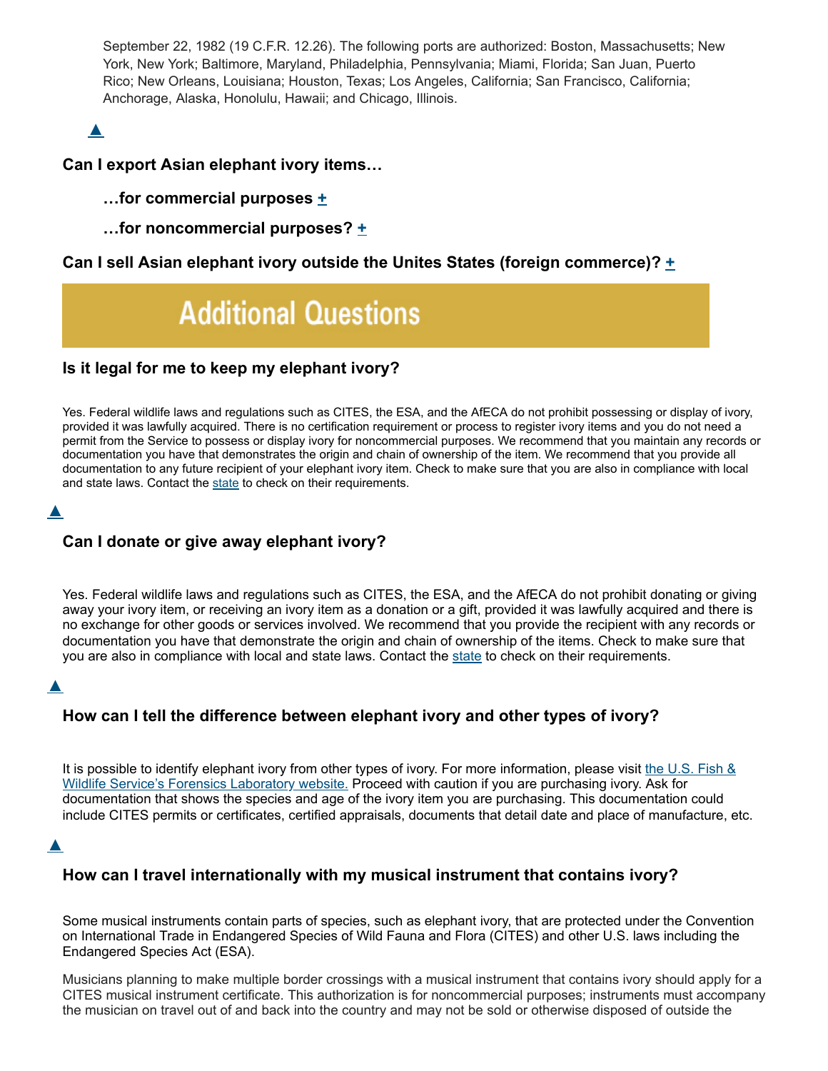September 22, 1982 (19 C.F.R. 12.26). The following ports are authorized: Boston, Massachusetts; New York, New York; Baltimore, Maryland, Philadelphia, Pennsylvania; Miami, Florida; San Juan, Puerto Rico; New Orleans, Louisiana; Houston, Texas; Los Angeles, California; San Francisco, California; Anchorage, Alaska, Honolulu, Hawaii; and Chicago, Illinois.

▲

### Can I export Asian elephant ivory items…

#### …for commercial purposes +

#### …for noncommercial purposes? +

### Can I sell Asian elephant ivory outside the Unites States (foreign commerce)? +

## Additional Questions

### Is it legal for me to keep my elephant ivory?

Yes. Federal wildlife laws and regulations such as CITES, the ESA, and the AfECA do not prohibit possessing or display of ivory, provided it was lawfully acquired. There is no certification requirement or process to register ivory items and you do not need a permit from the Service to possess or display ivory for noncommercial purposes. We recommend that you maintain any records or documentation you have that demonstrates the origin and chain of ownership of the item. We recommend that you provide all documentation to any future recipient of your elephant ivory item. Check to make sure that you are also in compliance with local and state laws. Contact the state to check on their requirements.

▲

### Can I donate or give away elephant ivory?

Yes. Federal wildlife laws and regulations such as CITES, the ESA, and the AfECA do not prohibit donating or giving away your ivory item, or receiving an ivory item as a donation or a gift, provided it was lawfully acquired and there is no exchange for other goods or services involved. We recommend that you provide the recipient with any records or documentation you have that demonstrate the origin and chain of ownership of the items. Check to make sure that you are also in compliance with local and state laws. Contact the state to check on their requirements.

▲

### How can I tell the difference between elephant ivory and other types of ivory?

It is possible to identify elephant ivory from other types of ivory. For more information, please visit the U.S. Fish & Wildlife Service's Forensics Laboratory website. Proceed with caution if you are purchasing ivory. Ask for documentation that shows the species and age of the ivory item you are purchasing. This documentation could include CITES permits or certificates, certified appraisals, documents that detail date and place of manufacture, etc.

▲

### How can I travel internationally with my musical instrument that contains ivory?

Some musical instruments contain parts of species, such as elephant ivory, that are protected under the Convention on International Trade in Endangered Species of Wild Fauna and Flora (CITES) and other U.S. laws including the Endangered Species Act (ESA).

Musicians planning to make multiple border crossings with a musical instrument that contains ivory should apply for a CITES musical instrument certificate. This authorization is for noncommercial purposes; instruments must accompany the musician on travel out of and back into the country and may not be sold or otherwise disposed of outside the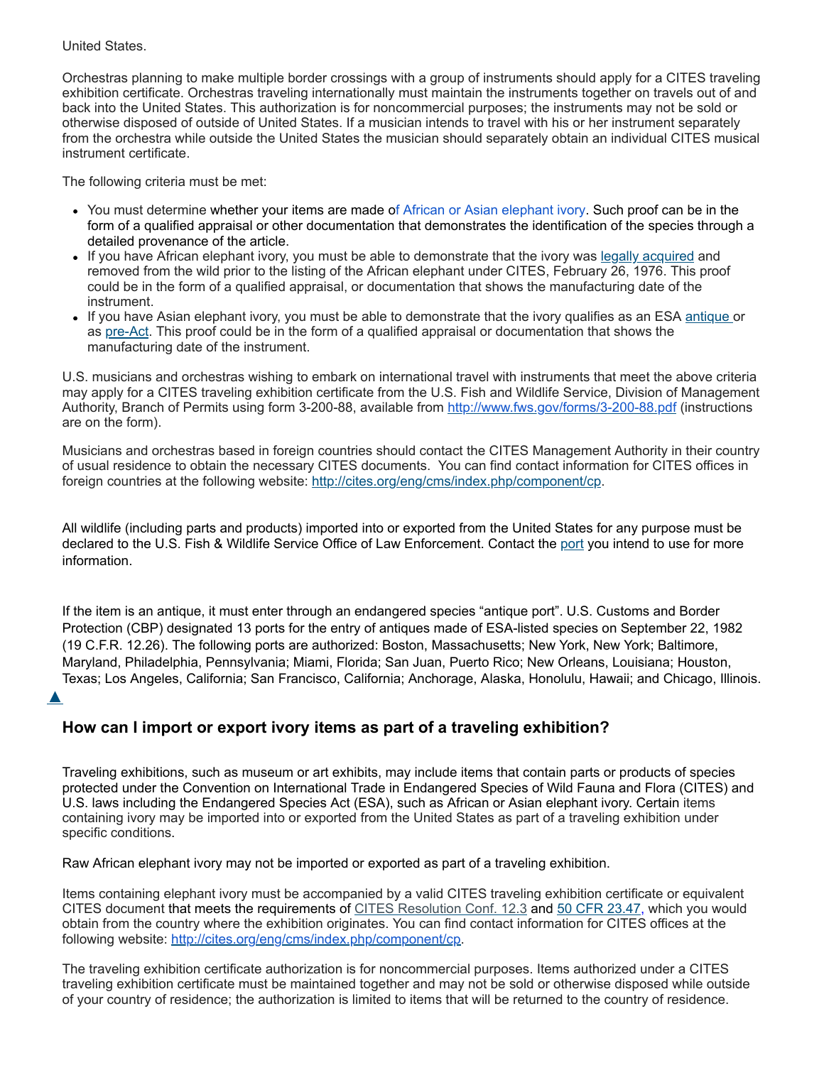United States.

Orchestras planning to make multiple border crossings with a group of instruments should apply for a CITES traveling exhibition certificate. Orchestras traveling internationally must maintain the instruments together on travels out of and back into the United States. This authorization is for noncommercial purposes; the instruments may not be sold or otherwise disposed of outside of United States. If a musician intends to travel with his or her instrument separately from the orchestra while outside the United States the musician should separately obtain an individual CITES musical instrument certificate.

The following criteria must be met:

- You must determine whether your items are made of African or Asian elephant ivory. Such proof can be in the form of a qualified appraisal or other documentation that demonstrates the identification of the species through a detailed provenance of the article.
- If you have African elephant ivory, you must be able to demonstrate that the ivory was legally acquired and removed from the wild prior to the listing of the African elephant under CITES, February 26, 1976. This proof could be in the form of a qualified appraisal, or documentation that shows the manufacturing date of the instrument.
- If you have Asian elephant ivory, you must be able to demonstrate that the ivory qualifies as an ESA antique or as pre-Act. This proof could be in the form of a qualified appraisal or documentation that shows the manufacturing date of the instrument.

U.S. musicians and orchestras wishing to embark on international travel with instruments that meet the above criteria may apply for a CITES traveling exhibition certificate from the U.S. Fish and Wildlife Service, Division of Management Authority, Branch of Permits using form 3-200-88, available from http://www.fws.gov/forms/3-200-88.pdf (instructions are on the form).

Musicians and orchestras based in foreign countries should contact the CITES Management Authority in their country of usual residence to obtain the necessary CITES documents. You can find contact information for CITES offices in foreign countries at the following website: http://cites.org/eng/cms/index.php/component/cp.

All wildlife (including parts and products) imported into or exported from the United States for any purpose must be declared to the U.S. Fish & Wildlife Service Office of Law Enforcement. Contact the port you intend to use for more information.

If the item is an antique, it must enter through an endangered species "antique port". U.S. Customs and Border Protection (CBP) designated 13 ports for the entry of antiques made of ESA-listed species on September 22, 1982 (19 C.F.R. 12.26). The following ports are authorized: Boston, Massachusetts; New York, New York; Baltimore, Maryland, Philadelphia, Pennsylvania; Miami, Florida; San Juan, Puerto Rico; New Orleans, Louisiana; Houston, Texas; Los Angeles, California; San Francisco, California; Anchorage, Alaska, Honolulu, Hawaii; and Chicago, Illinois.

## How can I import or export ivory items as part of a traveling exhibition?

Traveling exhibitions, such as museum or art exhibits, may include items that contain parts or products of species protected under the Convention on International Trade in Endangered Species of Wild Fauna and Flora (CITES) and U.S. laws including the Endangered Species Act (ESA), such as African or Asian elephant ivory. Certain items containing ivory may be imported into or exported from the United States as part of a traveling exhibition under specific conditions.

Raw African elephant ivory may not be imported or exported as part of a traveling exhibition.

Items containing elephant ivory must be accompanied by a valid CITES traveling exhibition certificate or equivalent CITES document that meets the requirements of CITES Resolution Conf. 12.3 and 50 CFR 23.47, which you would obtain from the country where the exhibition originates. You can find contact information for CITES offices at the following website: http://cites.org/eng/cms/index.php/component/cp.

The traveling exhibition certificate authorization is for noncommercial purposes. Items authorized under a CITES traveling exhibition certificate must be maintained together and may not be sold or otherwise disposed while outside of your country of residence; the authorization is limited to items that will be returned to the country of residence.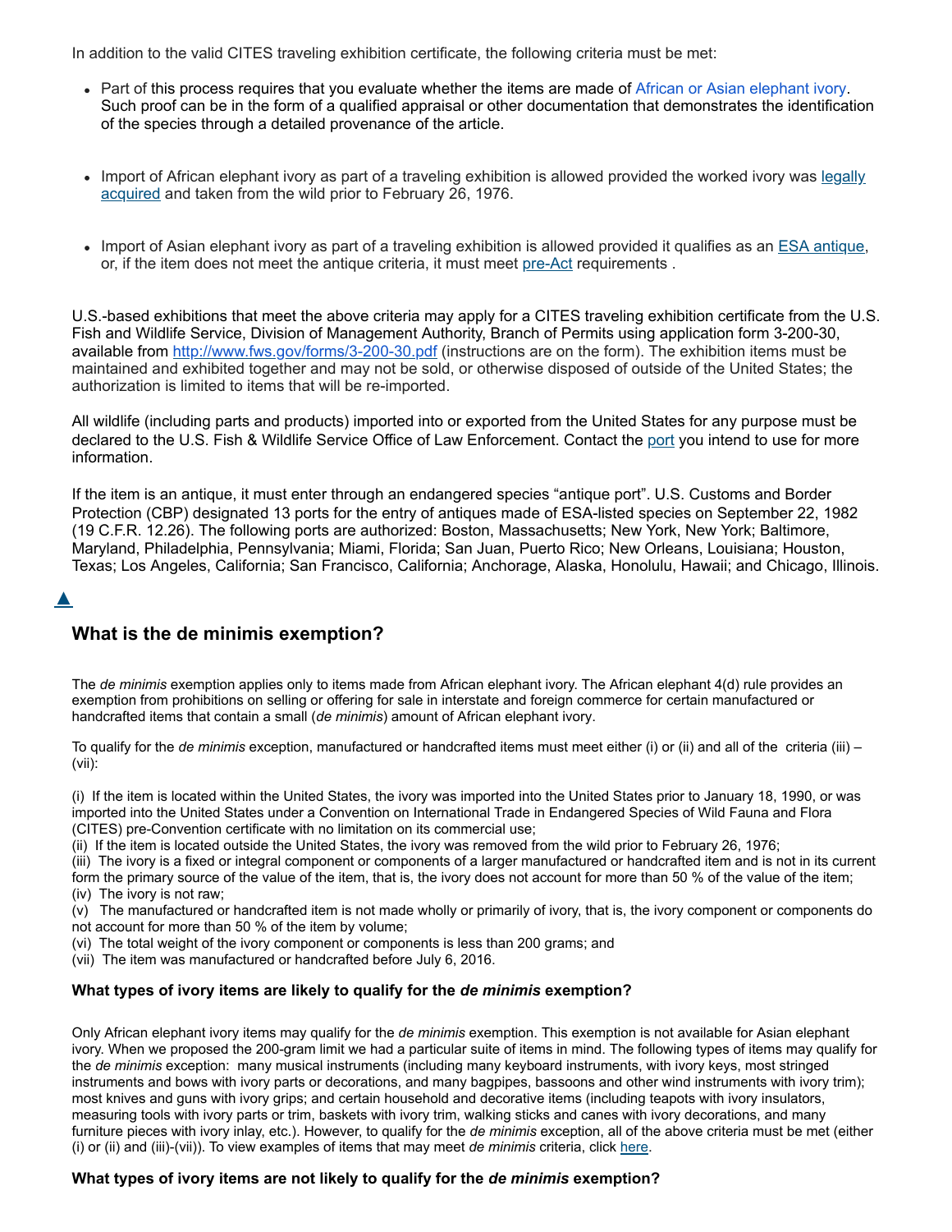In addition to the valid CITES traveling exhibition certificate, the following criteria must be met:

- Part of this process requires that you evaluate whether the items are made of African or Asian elephant ivory. Such proof can be in the form of a qualified appraisal or other documentation that demonstrates the identification of the species through a detailed provenance of the article.

- Import of African elephant ivory as part of a traveling exhibition is allowed provided the worked ivory was legally acquired and taken from the wild prior to February 26, 1976.

- Import of Asian elephant ivory as part of a traveling exhibition is allowed provided it qualifies as an ESA antique, or, if the item does not meet the antique criteria, it must meet pre-Act requirements .

U.S.-based exhibitions that meet the above criteria may apply for a CITES traveling exhibition certificate from the U.S. Fish and Wildlife Service, Division of Management Authority, Branch of Permits using application form 3-200-30, available from http://www.fws.gov/forms/3-200-30.pdf (instructions are on the form). The exhibition items must be maintained and exhibited together and may not be sold, or otherwise disposed of outside of the United States; the authorization is limited to items that will be re-imported.

All wildlife (including parts and products) imported into or exported from the United States for any purpose must be declared to the U.S. Fish & Wildlife Service Office of Law Enforcement. Contact the port you intend to use for more information.

If the item is an antique, it must enter through an endangered species "antique port". U.S. Customs and Border Protection (CBP) designated 13 ports for the entry of antiques made of ESA-listed species on September 22, 1982 (19 C.F.R. 12.26). The following ports are authorized: Boston, Massachusetts; New York, New York; Baltimore, Maryland, Philadelphia, Pennsylvania; Miami, Florida; San Juan, Puerto Rico; New Orleans, Louisiana; Houston, Texas; Los Angeles, California; San Francisco, California; Anchorage, Alaska, Honolulu, Hawaii; and Chicago, Illinois.

▲

## What is the de minimis exemption?

The *de minimis* exemption applies only to items made from African elephant ivory. The African elephant 4(d) rule provides an exemption from prohibitions on selling or offering for sale in interstate and foreign commerce for certain manufactured or handcrafted items that contain a small (*de minimis*) amount of African elephant ivory.

To qualify for the *de minimis* exception, manufactured or handcrafted items must meet either (i) or (ii) and all of the criteria (iii) – (vii):

(i) If the item is located within the United States, the ivory was imported into the United States prior to January 18, 1990, or was imported into the United States under a Convention on International Trade in Endangered Species of Wild Fauna and Flora (CITES) pre-Convention certificate with no limitation on its commercial use;
(ii) If the item is located outside the United States, the ivory was removed from the wild prior to February 26, 1976;
(iii) The ivory is a fixed or integral component or components of a larger manufactured or handcrafted item and is not in its current form the primary source of the value of the item, that is, the ivory does not account for more than 50 % of the value of the item;
(iv) The ivory is not raw;
(v) The manufactured or handcrafted item is not made wholly or primarily of ivory, that is, the ivory component or components do not account for more than 50 % of the item by volume;
(vi) The total weight of the ivory component or components is less than 200 grams; and
(vii) The item was manufactured or handcrafted before July 6, 2016.

### What types of ivory items are likely to qualify for the *de minimis* exemption?

Only African elephant ivory items may qualify for the *de minimis* exemption. This exemption is not available for Asian elephant ivory. When we proposed the 200-gram limit we had a particular suite of items in mind. The following types of items may qualify for the *de minimis* exception: many musical instruments (including many keyboard instruments, with ivory keys, most stringed instruments and bows with ivory parts or decorations, and many bagpipes, bassoons and other wind instruments with ivory trim); most knives and guns with ivory grips; and certain household and decorative items (including teapots with ivory insulators, measuring tools with ivory parts or trim, baskets with ivory trim, walking sticks and canes with ivory decorations, and many furniture pieces with ivory inlay, etc.). However, to qualify for the *de minimis* exception, all of the above criteria must be met (either (i) or (ii) and (iii)-(vii)). To view examples of items that may meet *de minimis* criteria, click here.

### What types of ivory items are not likely to qualify for the *de minimis* exemption?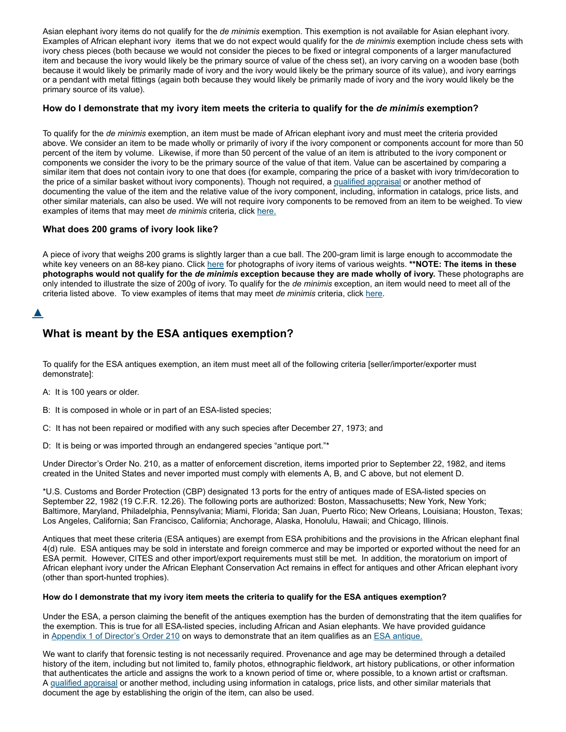Asian elephant ivory items do not qualify for the *de minimis* exemption. This exemption is not available for Asian elephant ivory. Examples of African elephant ivory items that we do not expect would qualify for the *de minimis* exemption include chess sets with ivory chess pieces (both because we would not consider the pieces to be fixed or integral components of a larger manufactured item and because the ivory would likely be the primary source of value of the chess set), an ivory carving on a wooden base (both because it would likely be primarily made of ivory and the ivory would likely be the primary source of its value), and ivory earrings or a pendant with metal fittings (again both because they would likely be primarily made of ivory and the ivory would likely be the primary source of its value).

### How do I demonstrate that my ivory item meets the criteria to qualify for the *de minimis* exemption?

To qualify for the *de minimis* exemption, an item must be made of African elephant ivory and must meet the criteria provided above. We consider an item to be made wholly or primarily of ivory if the ivory component or components account for more than 50 percent of the item by volume. Likewise, if more than 50 percent of the value of an item is attributed to the ivory component or components we consider the ivory to be the primary source of the value of that item. Value can be ascertained by comparing a similar item that does not contain ivory to one that does (for example, comparing the price of a basket with ivory trim/decoration to the price of a similar basket without ivory components). Though not required, a qualified appraisal or another method of documenting the value of the item and the relative value of the ivory component, including, information in catalogs, price lists, and other similar materials, can also be used. We will not require ivory components to be removed from an item to be weighed. To view examples of items that may meet *de minimis* criteria, click here.

### What does 200 grams of ivory look like?

A piece of ivory that weighs 200 grams is slightly larger than a cue ball. The 200-gram limit is large enough to accommodate the white key veneers on an 88-key piano. Click here for photographs of ivory items of various weights. **NOTE: The items in these photographs would not qualify for the *de minimis* exception because they are made wholly of ivory.** These photographs are only intended to illustrate the size of 200g of ivory. To qualify for the *de minimis* exception, an item would need to meet all of the criteria listed above. To view examples of items that may meet *de minimis* criteria, click here.

▲

## What is meant by the ESA antiques exemption?

To qualify for the ESA antiques exemption, an item must meet all of the following criteria [seller/importer/exporter must demonstrate]:

A: It is 100 years or older.

B: It is composed in whole or in part of an ESA-listed species;

C: It has not been repaired or modified with any such species after December 27, 1973; and

D: It is being or was imported through an endangered species "antique port."*

Under Director's Order No. 210, as a matter of enforcement discretion, items imported prior to September 22, 1982, and items created in the United States and never imported must comply with elements A, B, and C above, but not element D.

*U.S. Customs and Border Protection (CBP) designated 13 ports for the entry of antiques made of ESA-listed species on September 22, 1982 (19 C.F.R. 12.26). The following ports are authorized: Boston, Massachusetts; New York, New York; Baltimore, Maryland, Philadelphia, Pennsylvania; Miami, Florida; San Juan, Puerto Rico; New Orleans, Louisiana; Houston, Texas; Los Angeles, California; San Francisco, California; Anchorage, Alaska, Honolulu, Hawaii; and Chicago, Illinois.

Antiques that meet these criteria (ESA antiques) are exempt from ESA prohibitions and the provisions in the African elephant final 4(d) rule. ESA antiques may be sold in interstate and foreign commerce and may be imported or exported without the need for an ESA permit. However, CITES and other import/export requirements must still be met. In addition, the moratorium on import of African elephant ivory under the African Elephant Conservation Act remains in effect for antiques and other African elephant ivory (other than sport-hunted trophies).

#### How do I demonstrate that my ivory item meets the criteria to qualify for the ESA antiques exemption?

Under the ESA, a person claiming the benefit of the antiques exemption has the burden of demonstrating that the item qualifies for the exemption. This is true for all ESA-listed species, including African and Asian elephants. We have provided guidance in Appendix 1 of Director's Order 210 on ways to demonstrate that an item qualifies as an ESA antique.

We want to clarify that forensic testing is not necessarily required. Provenance and age may be determined through a detailed history of the item, including but not limited to, family photos, ethnographic fieldwork, art history publications, or other information that authenticates the article and assigns the work to a known period of time or, where possible, to a known artist or craftsman. A qualified appraisal or another method, including using information in catalogs, price lists, and other similar materials that document the age by establishing the origin of the item, can also be used.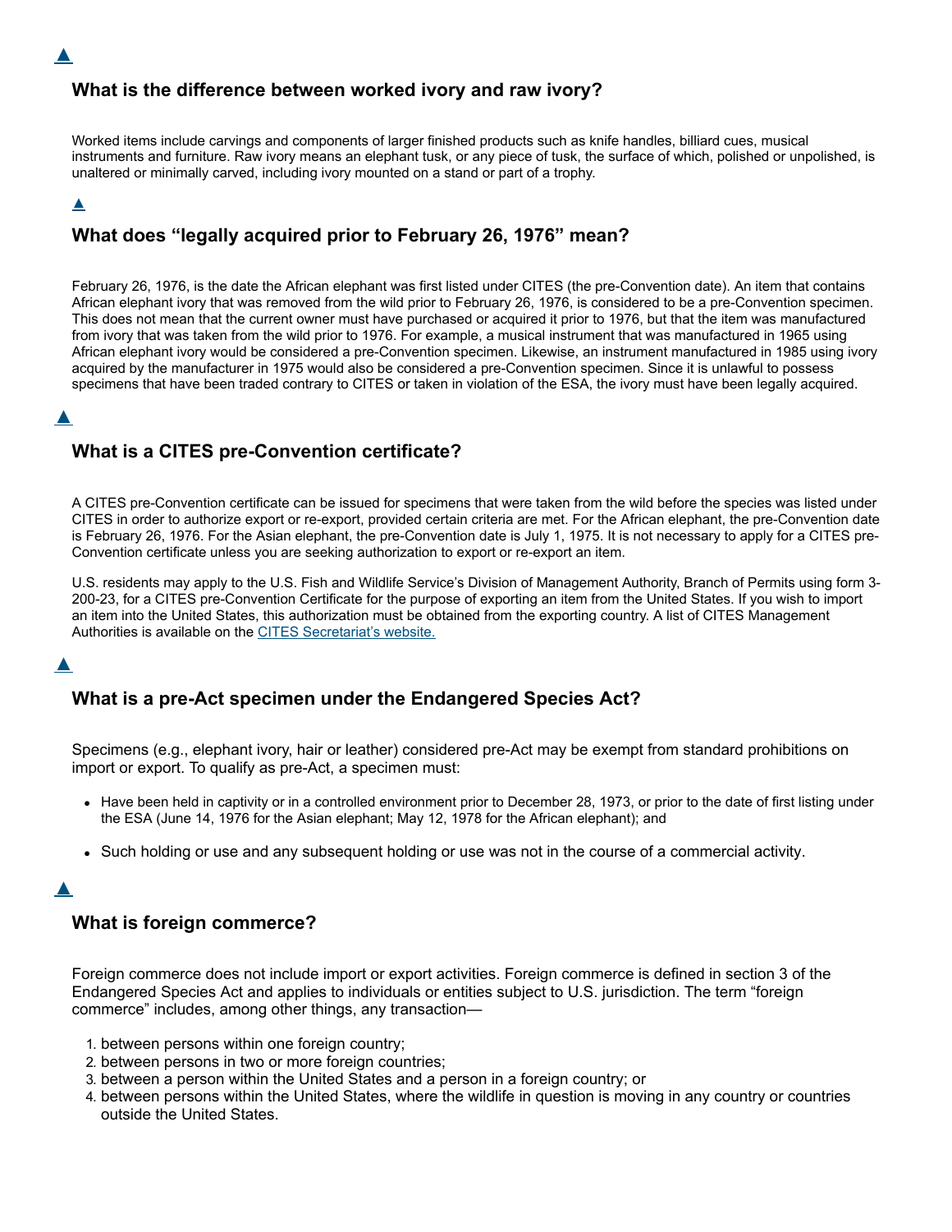▲

### What is the difference between worked ivory and raw ivory?

Worked items include carvings and components of larger finished products such as knife handles, billiard cues, musical instruments and furniture. Raw ivory means an elephant tusk, or any piece of tusk, the surface of which, polished or unpolished, is unaltered or minimally carved, including ivory mounted on a stand or part of a trophy.

▲

### What does "legally acquired prior to February 26, 1976" mean?

February 26, 1976, is the date the African elephant was first listed under CITES (the pre-Convention date). An item that contains African elephant ivory that was removed from the wild prior to February 26, 1976, is considered to be a pre-Convention specimen. This does not mean that the current owner must have purchased or acquired it prior to 1976, but that the item was manufactured from ivory that was taken from the wild prior to 1976. For example, a musical instrument that was manufactured in 1965 using African elephant ivory would be considered a pre-Convention specimen. Likewise, an instrument manufactured in 1985 using ivory acquired by the manufacturer in 1975 would also be considered a pre-Convention specimen. Since it is unlawful to possess specimens that have been traded contrary to CITES or taken in violation of the ESA, the ivory must have been legally acquired.

▲

### What is a CITES pre-Convention certificate?

A CITES pre-Convention certificate can be issued for specimens that were taken from the wild before the species was listed under CITES in order to authorize export or re-export, provided certain criteria are met. For the African elephant, the pre-Convention date is February 26, 1976. For the Asian elephant, the pre-Convention date is July 1, 1975. It is not necessary to apply for a CITES pre-Convention certificate unless you are seeking authorization to export or re-export an item.

U.S. residents may apply to the U.S. Fish and Wildlife Service's Division of Management Authority, Branch of Permits using form 3-200-23, for a CITES pre-Convention Certificate for the purpose of exporting an item from the United States. If you wish to import an item into the United States, this authorization must be obtained from the exporting country. A list of CITES Management Authorities is available on the [CITES Secretariat's website.]

▲

### What is a pre-Act specimen under the Endangered Species Act?

Specimens (e.g., elephant ivory, hair or leather) considered pre-Act may be exempt from standard prohibitions on import or export. To qualify as pre-Act, a specimen must:

- Have been held in captivity or in a controlled environment prior to December 28, 1973, or prior to the date of first listing under the ESA (June 14, 1976 for the Asian elephant; May 12, 1978 for the African elephant); and
- Such holding or use and any subsequent holding or use was not in the course of a commercial activity.

▲

### What is foreign commerce?

Foreign commerce does not include import or export activities. Foreign commerce is defined in section 3 of the Endangered Species Act and applies to individuals or entities subject to U.S. jurisdiction. The term "foreign commerce" includes, among other things, any transaction—

1. between persons within one foreign country;
2. between persons in two or more foreign countries;
3. between a person within the United States and a person in a foreign country; or
4. between persons within the United States, where the wildlife in question is moving in any country or countries outside the United States.